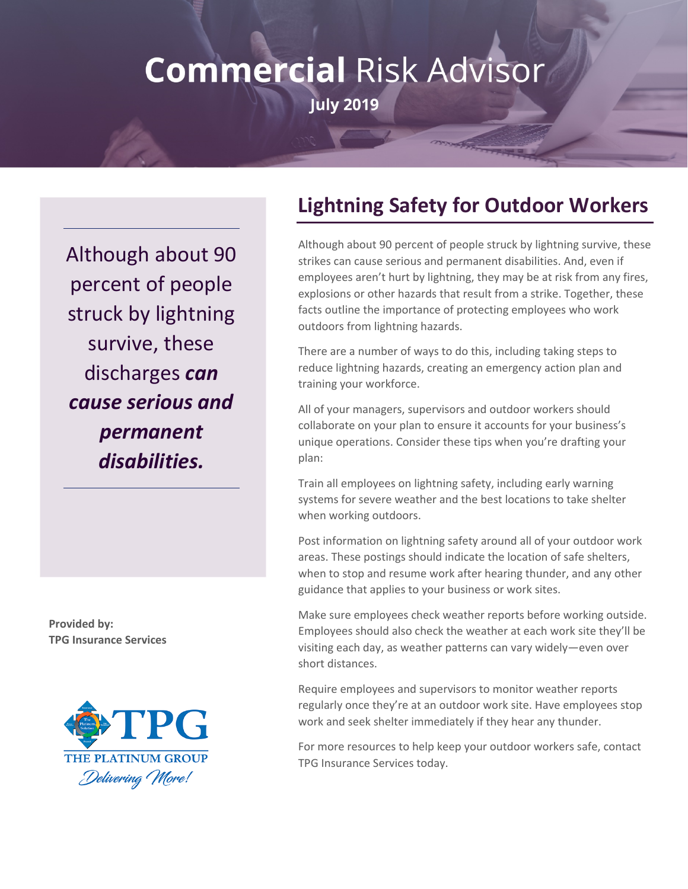# Commercial Risk Advisor

**July 2019**

Although about 90 percent of people struck by lightning survive, these discharges ***can cause serious and permanent disabilities.***

**Provided by:**
**TPG Insurance Services**

THE PLATINUM GROUP
*Delivering More!*

## Lightning Safety for Outdoor Workers

Although about 90 percent of people struck by lightning survive, these strikes can cause serious and permanent disabilities. And, even if employees aren't hurt by lightning, they may be at risk from any fires, explosions or other hazards that result from a strike. Together, these facts outline the importance of protecting employees who work outdoors from lightning hazards.

There are a number of ways to do this, including taking steps to reduce lightning hazards, creating an emergency action plan and training your workforce.

All of your managers, supervisors and outdoor workers should collaborate on your plan to ensure it accounts for your business's unique operations. Consider these tips when you're drafting your plan:

Train all employees on lightning safety, including early warning systems for severe weather and the best locations to take shelter when working outdoors.

Post information on lightning safety around all of your outdoor work areas. These postings should indicate the location of safe shelters, when to stop and resume work after hearing thunder, and any other guidance that applies to your business or work sites.

Make sure employees check weather reports before working outside. Employees should also check the weather at each work site they'll be visiting each day, as weather patterns can vary widely—even over short distances.

Require employees and supervisors to monitor weather reports regularly once they're at an outdoor work site. Have employees stop work and seek shelter immediately if they hear any thunder.

For more resources to help keep your outdoor workers safe, contact TPG Insurance Services today.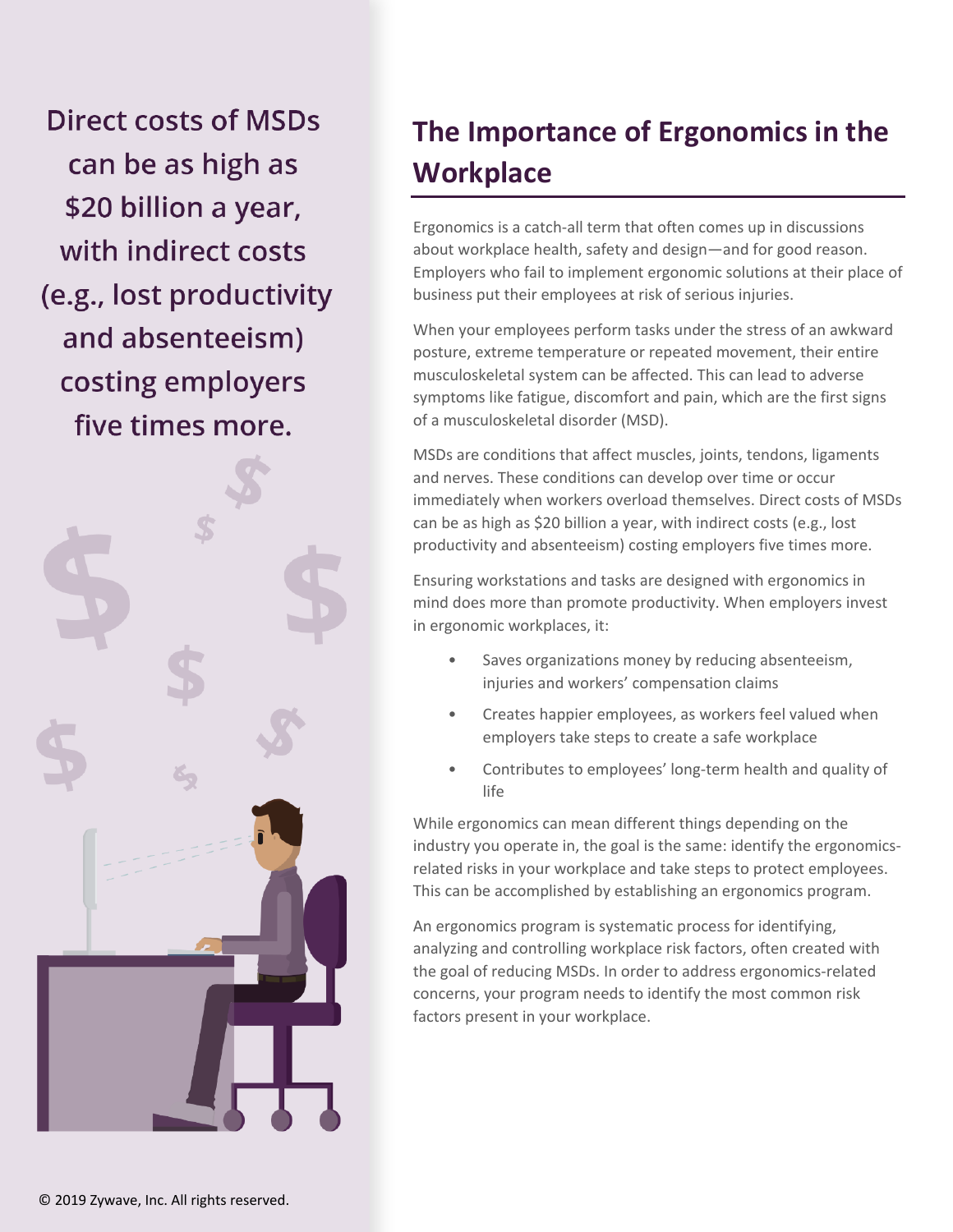Direct costs of MSDs can be as high as $20 billion a year, with indirect costs (e.g., lost productivity and absenteeism) costing employers five times more.

## The Importance of Ergonomics in the Workplace

Ergonomics is a catch-all term that often comes up in discussions about workplace health, safety and design—and for good reason. Employers who fail to implement ergonomic solutions at their place of business put their employees at risk of serious injuries.

When your employees perform tasks under the stress of an awkward posture, extreme temperature or repeated movement, their entire musculoskeletal system can be affected. This can lead to adverse symptoms like fatigue, discomfort and pain, which are the first signs of a musculoskeletal disorder (MSD).

MSDs are conditions that affect muscles, joints, tendons, ligaments and nerves. These conditions can develop over time or occur immediately when workers overload themselves. Direct costs of MSDs can be as high as $20 billion a year, with indirect costs (e.g., lost productivity and absenteeism) costing employers five times more.

Ensuring workstations and tasks are designed with ergonomics in mind does more than promote productivity. When employers invest in ergonomic workplaces, it:

- Saves organizations money by reducing absenteeism, injuries and workers' compensation claims
- Creates happier employees, as workers feel valued when employers take steps to create a safe workplace
- Contributes to employees' long-term health and quality of life

While ergonomics can mean different things depending on the industry you operate in, the goal is the same: identify the ergonomics-related risks in your workplace and take steps to protect employees. This can be accomplished by establishing an ergonomics program.

An ergonomics program is systematic process for identifying, analyzing and controlling workplace risk factors, often created with the goal of reducing MSDs. In order to address ergonomics-related concerns, your program needs to identify the most common risk factors present in your workplace.

© 2019 Zywave, Inc. All rights reserved.